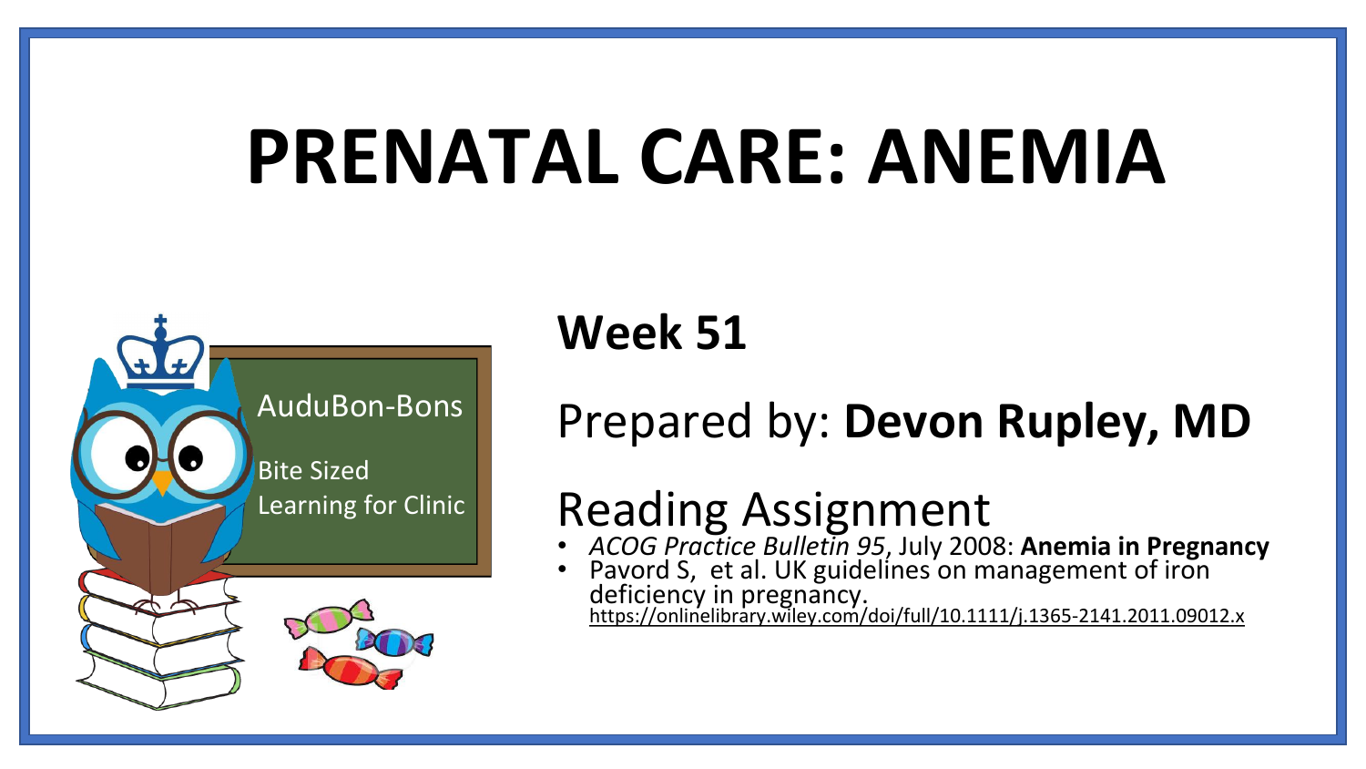# PRENATAL CARE: ANEMIA

AuduBon-Bons

Bite Sized Learning for Clinic

## Week 51

Prepared by: **Devon Rupley, MD**

## Reading Assignment

- *ACOG Practice Bulletin 95*, July 2008: **Anemia in Pregnancy**
- Pavord S, et al. UK guidelines on management of iron deficiency in pregnancy. https://onlinelibrary.wiley.com/doi/full/10.1111/j.1365-2141.2011.09012.x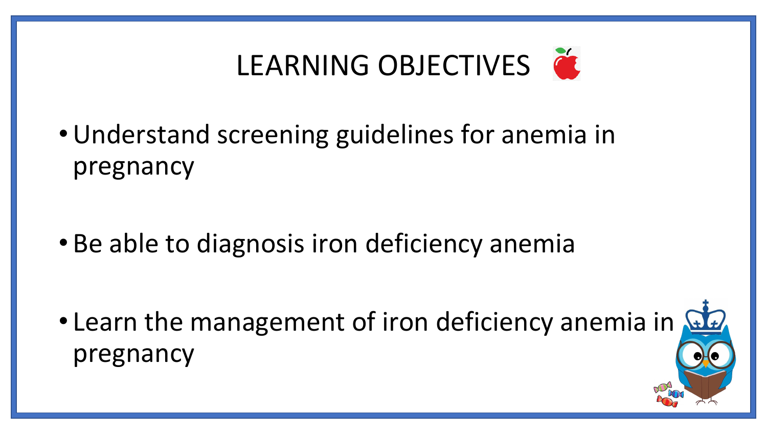# LEARNING OBJECTIVES

- Understand screening guidelines for anemia in pregnancy
- Be able to diagnosis iron deficiency anemia
- Learn the management of iron deficiency anemia in pregnancy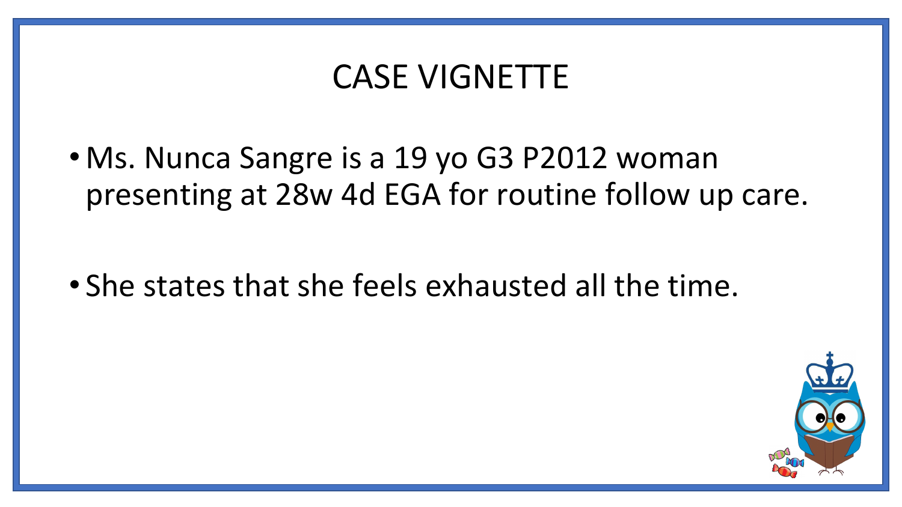# CASE VIGNETTE

- Ms. Nunca Sangre is a 19 yo G3 P2012 woman presenting at 28w 4d EGA for routine follow up care.
- She states that she feels exhausted all the time.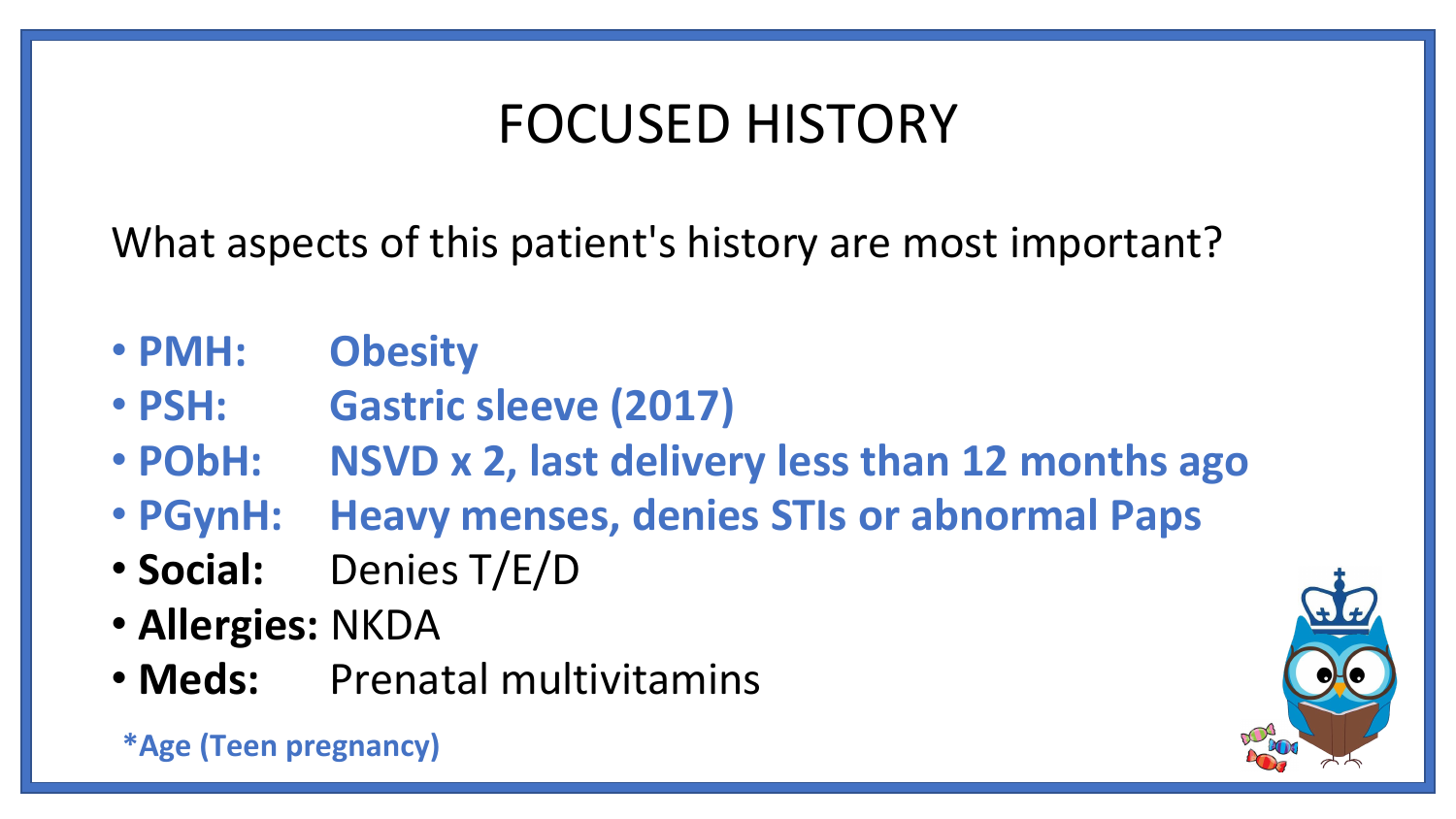# FOCUSED HISTORY

What aspects of this patient's history are most important?

- **PMH:** **Obesity**
- **PSH:** **Gastric sleeve (2017)**
- **PObH:** **NSVD x 2, last delivery less than 12 months ago**
- **PGynH:** **Heavy menses, denies STIs or abnormal Paps**
- **Social:** Denies T/E/D
- **Allergies:** NKDA
- **Meds:** Prenatal multivitamins

**\*Age (Teen pregnancy)**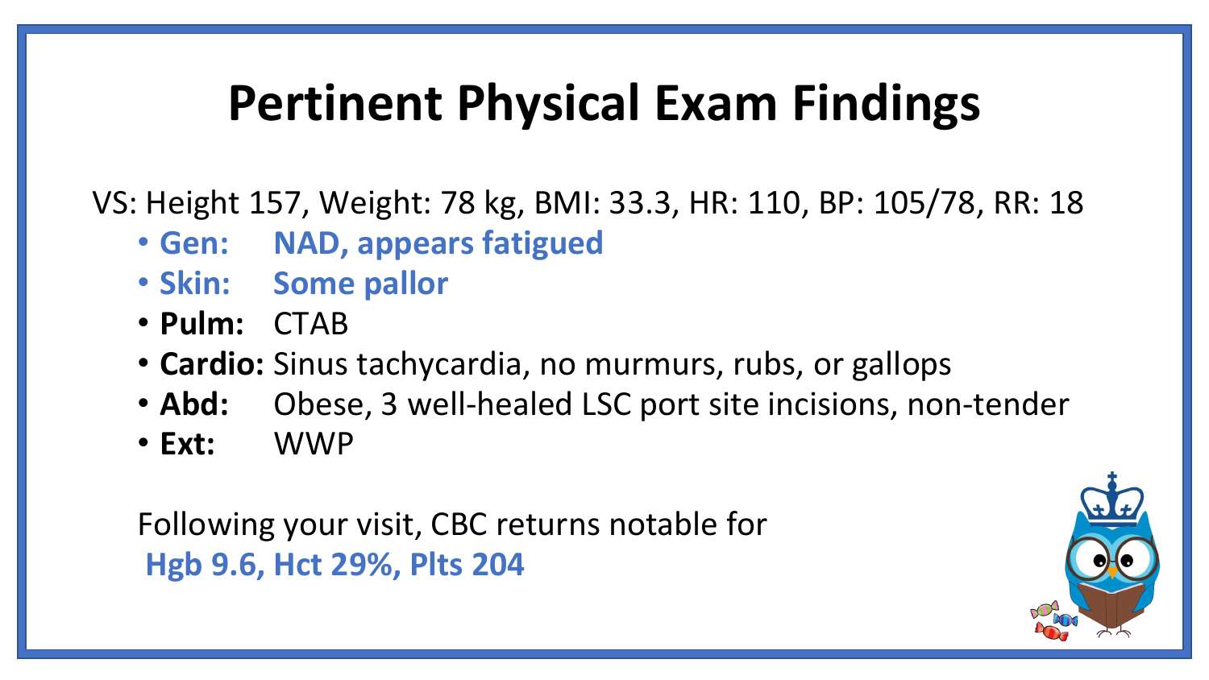# Pertinent Physical Exam Findings

VS: Height 157, Weight: 78 kg, BMI: 33.3, HR: 110, BP: 105/78, RR: 18

- **Gen:** **NAD, appears fatigued**
- **Skin:** **Some pallor**
- **Pulm:** CTAB
- **Cardio:** Sinus tachycardia, no murmurs, rubs, or gallops
- **Abd:** Obese, 3 well-healed LSC port site incisions, non-tender
- **Ext:** WWP

Following your visit, CBC returns notable for
**Hgb 9.6, Hct 29%, Plts 204**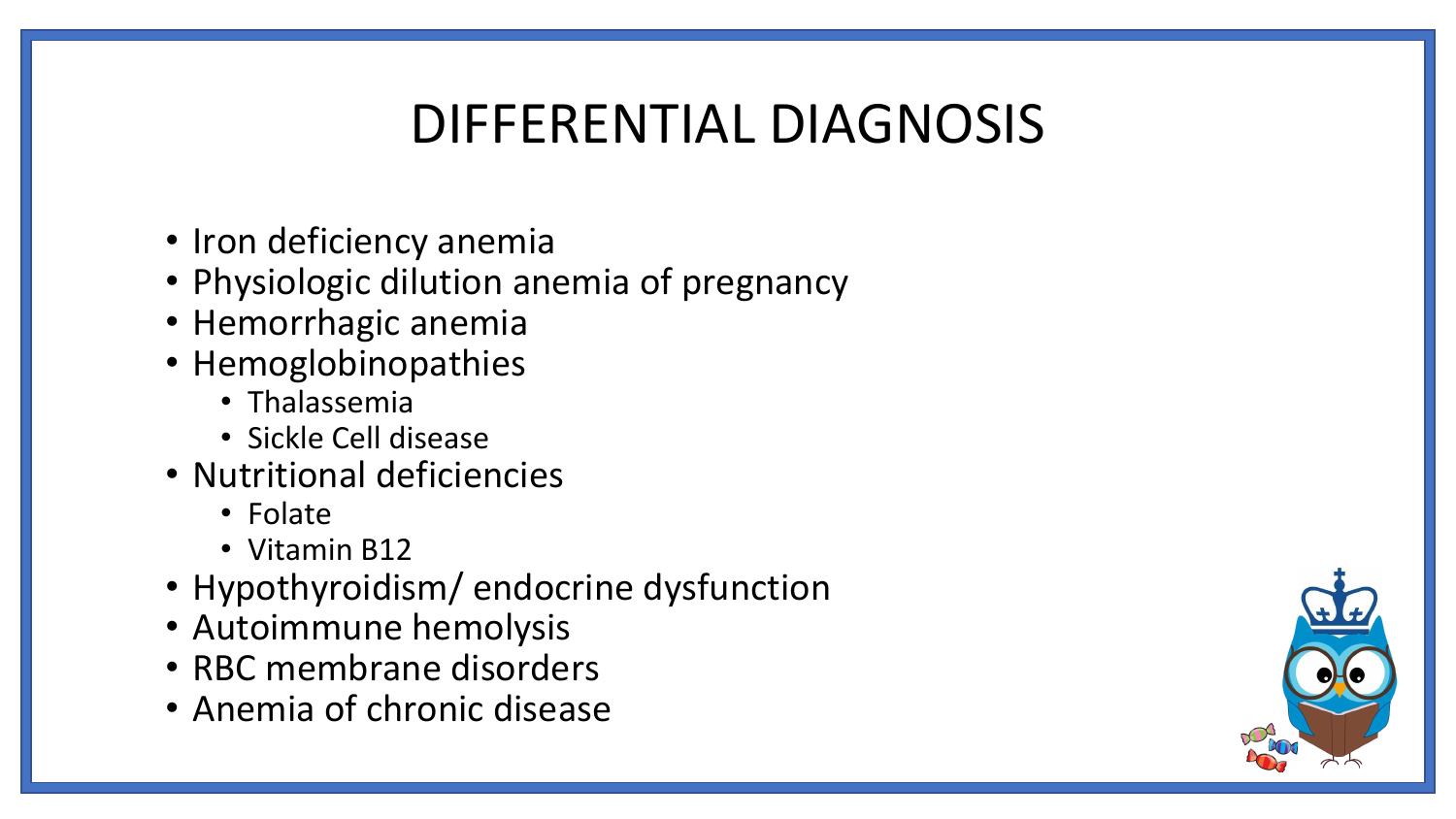# DIFFERENTIAL DIAGNOSIS

- Iron deficiency anemia
- Physiologic dilution anemia of pregnancy
- Hemorrhagic anemia
- Hemoglobinopathies
  - Thalassemia
  - Sickle Cell disease
- Nutritional deficiencies
  - Folate
  - Vitamin B12
- Hypothyroidism/ endocrine dysfunction
- Autoimmune hemolysis
- RBC membrane disorders
- Anemia of chronic disease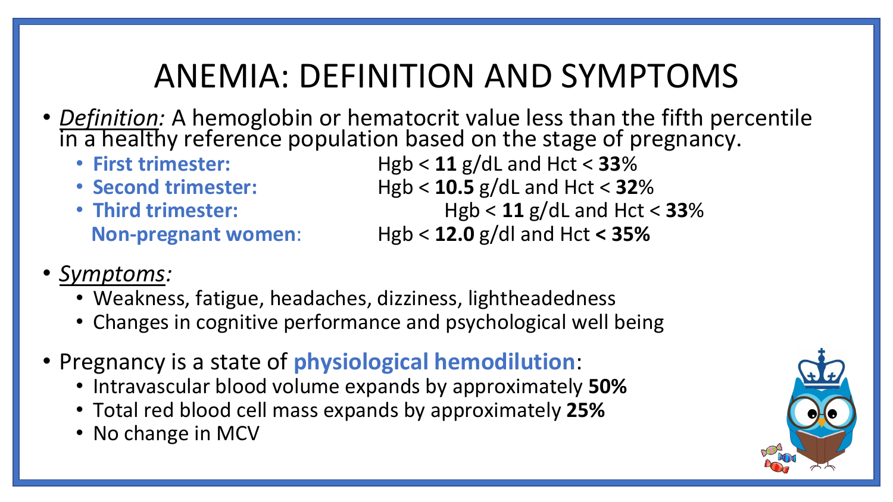# ANEMIA: DEFINITION AND SYMPTOMS

- *Definition:* A hemoglobin or hematocrit value less than the fifth percentile in a healthy reference population based on the stage of pregnancy.
  - **First trimester:** Hgb < **11** g/dL and Hct < **33**%
  - **Second trimester:** Hgb < **10.5** g/dL and Hct < **32**%
  - **Third trimester:** Hgb < **11** g/dL and Hct < **33**%

  **Non-pregnant women**: Hgb < **12.0** g/dl and Hct **< 35%**

- *Symptoms:*
  - Weakness, fatigue, headaches, dizziness, lightheadedness
  - Changes in cognitive performance and psychological well being

- Pregnancy is a state of **physiological hemodilution**:
  - Intravascular blood volume expands by approximately **50%**
  - Total red blood cell mass expands by approximately **25%**
  - No change in MCV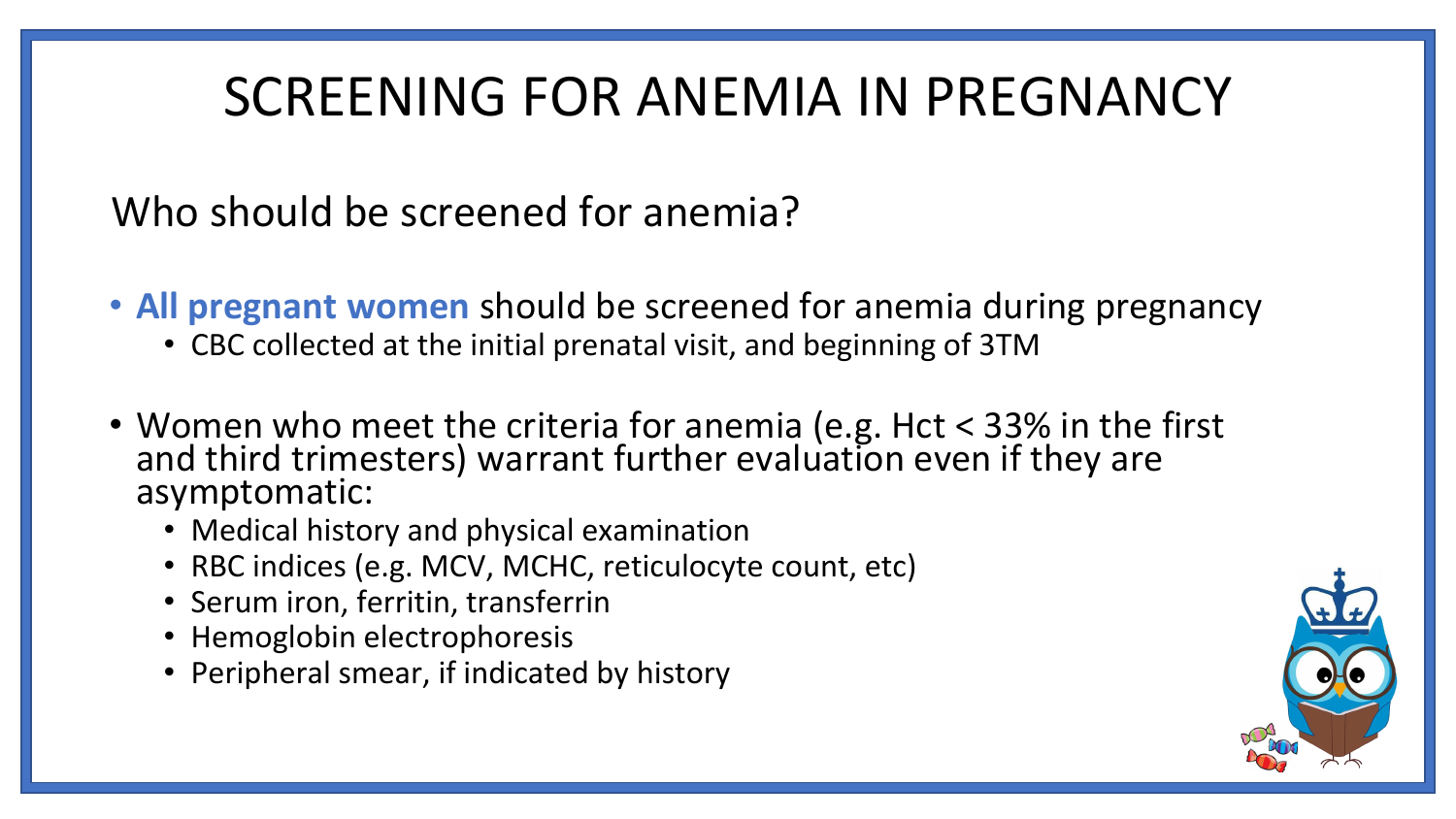# SCREENING FOR ANEMIA IN PREGNANCY

Who should be screened for anemia?

- **All pregnant women** should be screened for anemia during pregnancy
  - CBC collected at the initial prenatal visit, and beginning of 3TM
- Women who meet the criteria for anemia (e.g. Hct < 33% in the first and third trimesters) warrant further evaluation even if they are asymptomatic:
  - Medical history and physical examination
  - RBC indices (e.g. MCV, MCHC, reticulocyte count, etc)
  - Serum iron, ferritin, transferrin
  - Hemoglobin electrophoresis
  - Peripheral smear, if indicated by history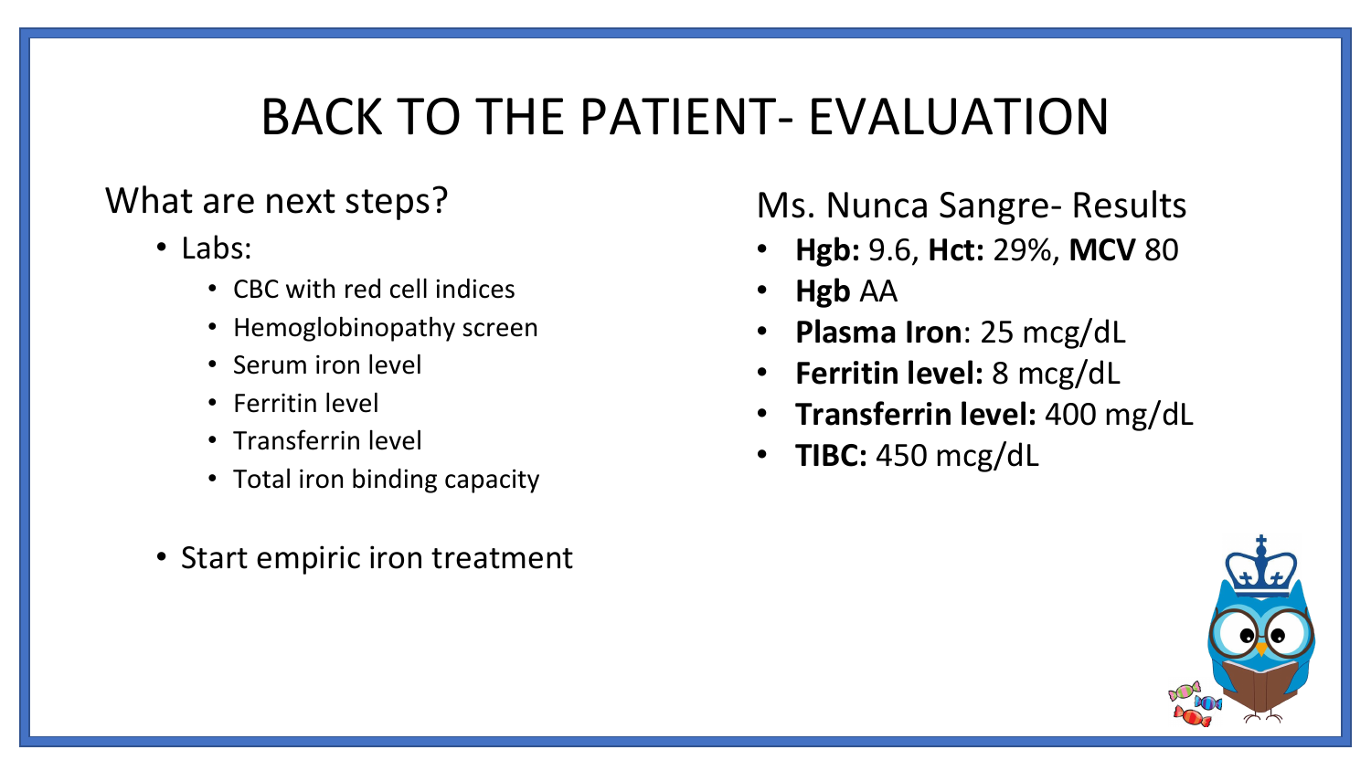# BACK TO THE PATIENT- EVALUATION

## What are next steps?

- Labs:
  - CBC with red cell indices
  - Hemoglobinopathy screen
  - Serum iron level
  - Ferritin level
  - Transferrin level
  - Total iron binding capacity
- Start empiric iron treatment

## Ms. Nunca Sangre- Results

- **Hgb:** 9.6, **Hct:** 29%, **MCV** 80
- **Hgb** AA
- **Plasma Iron**: 25 mcg/dL
- **Ferritin level:** 8 mcg/dL
- **Transferrin level:** 400 mg/dL
- **TIBC:** 450 mcg/dL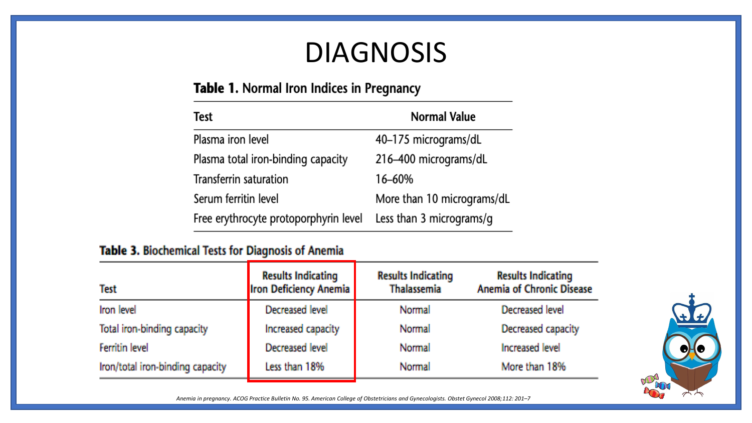# DIAGNOSIS

**Table 1.** Normal Iron Indices in Pregnancy

| Test | Normal Value |
|---|---|
| Plasma iron level | 40–175 micrograms/dL |
| Plasma total iron-binding capacity | 216–400 micrograms/dL |
| Transferrin saturation | 16–60% |
| Serum ferritin level | More than 10 micrograms/dL |
| Free erythrocyte protoporphyrin level | Less than 3 micrograms/g |

**Table 3.** Biochemical Tests for Diagnosis of Anemia

| Test | Results Indicating Iron Deficiency Anemia | Results Indicating Thalassemia | Results Indicating Anemia of Chronic Disease |
|---|---|---|---|
| Iron level | Decreased level | Normal | Decreased level |
| Total iron-binding capacity | Increased capacity | Normal | Decreased capacity |
| Ferritin level | Decreased level | Normal | Increased level |
| Iron/total iron-binding capacity | Less than 18% | Normal | More than 18% |

*Anemia in pregnancy. ACOG Practice Bulletin No. 95. American College of Obstetricians and Gynecologists. Obstet Gynecol 2008;112: 201–7*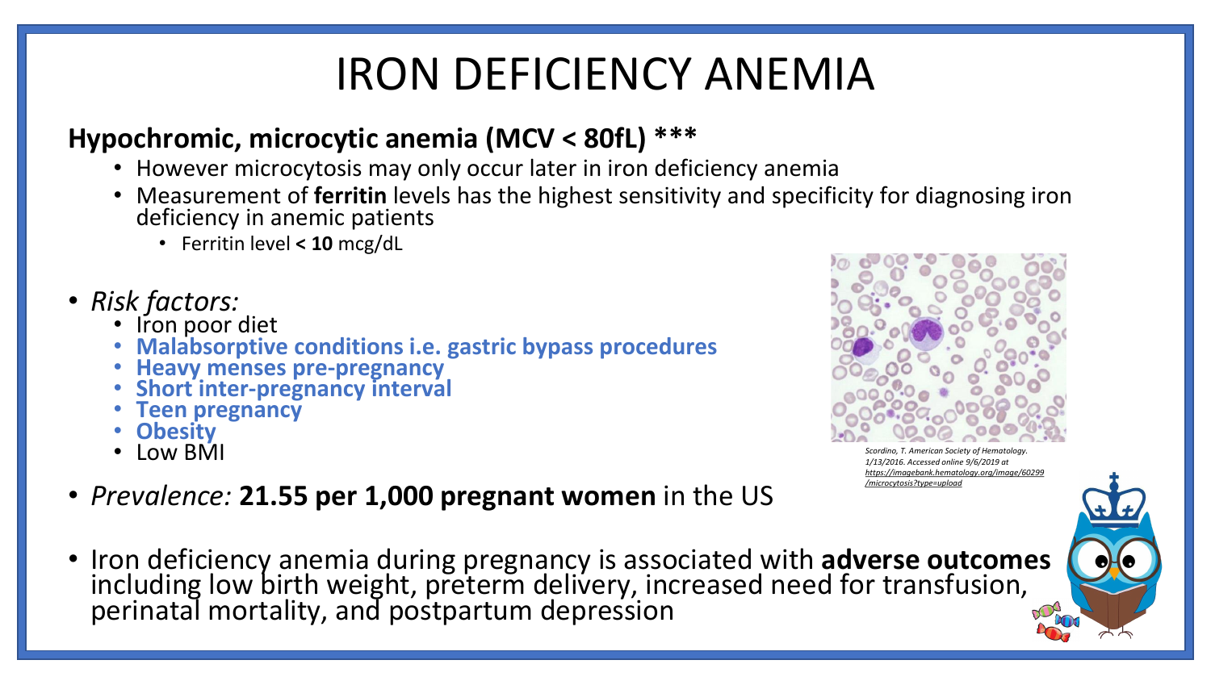# IRON DEFICIENCY ANEMIA

**Hypochromic, microcytic anemia (MCV < 80fL) *****

- However microcytosis may only occur later in iron deficiency anemia
- Measurement of **ferritin** levels has the highest sensitivity and specificity for diagnosing iron deficiency in anemic patients
  - Ferritin level **< 10** mcg/dL

- *Risk factors:*
  - Iron poor diet
  - **Malabsorptive conditions i.e. gastric bypass procedures**
  - **Heavy menses pre-pregnancy**
  - **Short inter-pregnancy interval**
  - **Teen pregnancy**
  - **Obesity**
  - Low BMI

- *Prevalence:* **21.55 per 1,000 pregnant women** in the US

- Iron deficiency anemia during pregnancy is associated with **adverse outcomes** including low birth weight, preterm delivery, increased need for transfusion, perinatal mortality, and postpartum depression

*Scordino, T. American Society of Hematology. 1/13/2016. Accessed online 9/6/2019 at https://imagebank.hematology.org/image/60299/microcytosis?type=upload*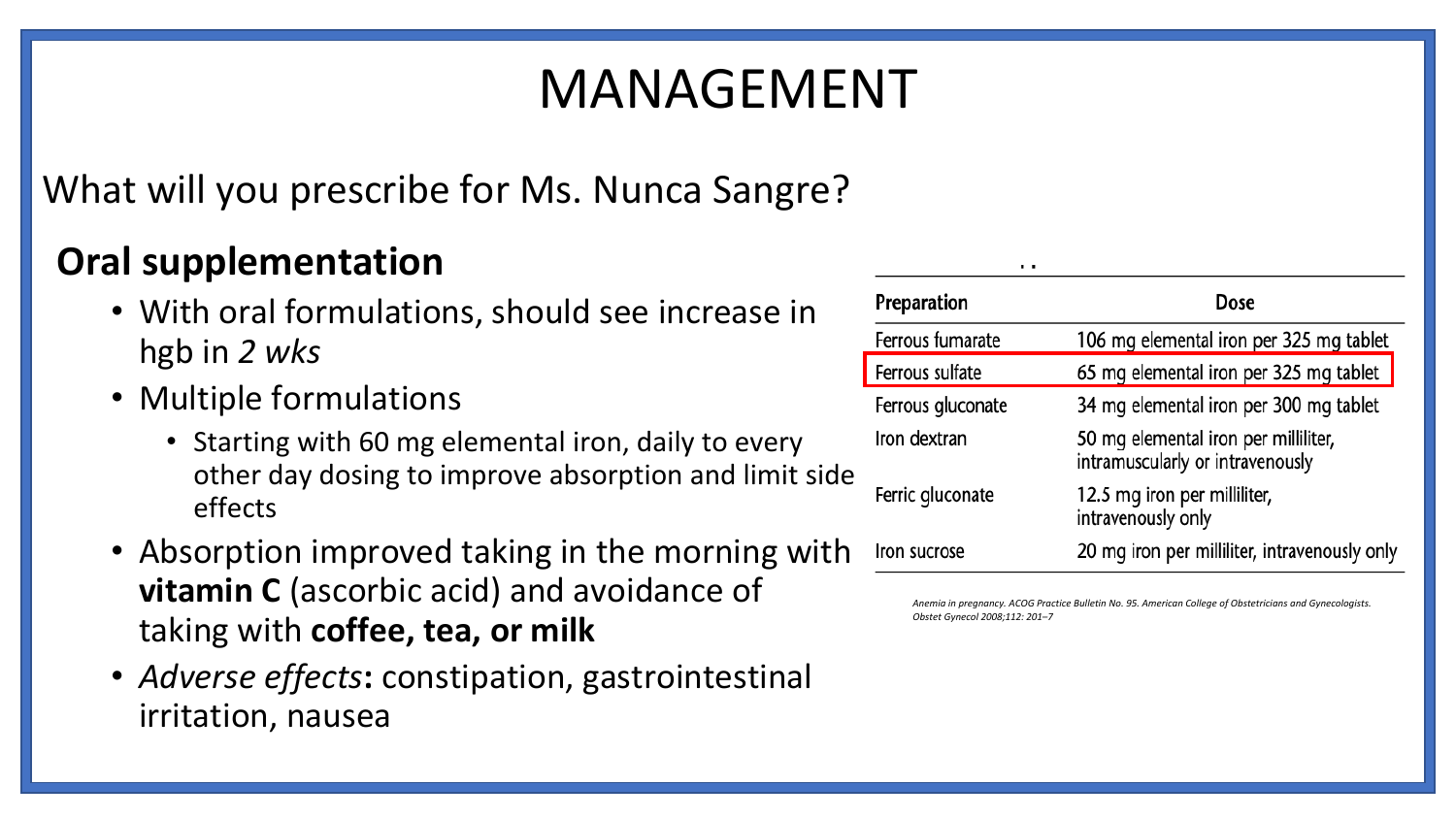# MANAGEMENT

What will you prescribe for Ms. Nunca Sangre?

## Oral supplementation

- With oral formulations, should see increase in hgb in *2 wks*
- Multiple formulations
  - Starting with 60 mg elemental iron, daily to every other day dosing to improve absorption and limit side effects
- Absorption improved taking in the morning with **vitamin C** (ascorbic acid) and avoidance of taking with **coffee, tea, or milk**
- *Adverse effects***:** constipation, gastrointestinal irritation, nausea

| Preparation | Dose |
|---|---|
| Ferrous fumarate | 106 mg elemental iron per 325 mg tablet |
| Ferrous sulfate | 65 mg elemental iron per 325 mg tablet |
| Ferrous gluconate | 34 mg elemental iron per 300 mg tablet |
| Iron dextran | 50 mg elemental iron per milliliter, intramuscularly or intravenously |
| Ferric gluconate | 12.5 mg iron per milliliter, intravenously only |
| Iron sucrose | 20 mg iron per milliliter, intravenously only |

*Anemia in pregnancy. ACOG Practice Bulletin No. 95. American College of Obstetricians and Gynecologists. Obstet Gynecol 2008;112: 201–7*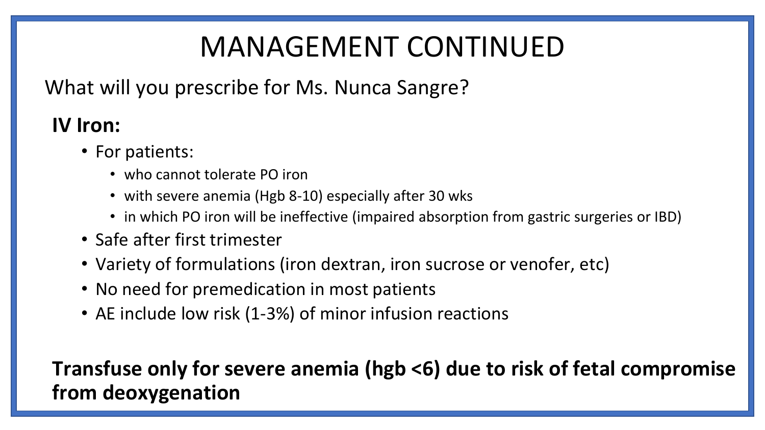# MANAGEMENT CONTINUED

What will you prescribe for Ms. Nunca Sangre?

**IV Iron:**

- For patients:
  - who cannot tolerate PO iron
  - with severe anemia (Hgb 8-10) especially after 30 wks
  - in which PO iron will be ineffective (impaired absorption from gastric surgeries or IBD)
- Safe after first trimester
- Variety of formulations (iron dextran, iron sucrose or venofer, etc)
- No need for premedication in most patients
- AE include low risk (1-3%) of minor infusion reactions

**Transfuse only for severe anemia (hgb <6) due to risk of fetal compromise from deoxygenation**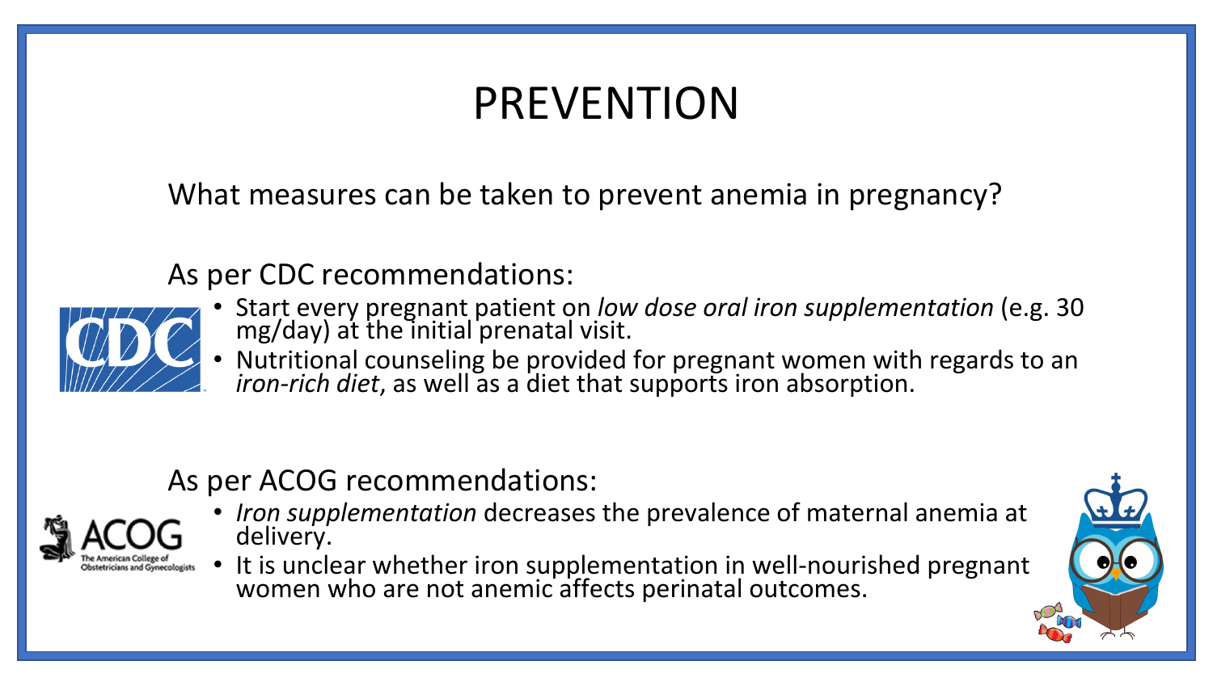# PREVENTION

What measures can be taken to prevent anemia in pregnancy?

As per CDC recommendations:

- Start every pregnant patient on *low dose oral iron supplementation* (e.g. 30 mg/day) at the initial prenatal visit.
- Nutritional counseling be provided for pregnant women with regards to an *iron-rich diet*, as well as a diet that supports iron absorption.

As per ACOG recommendations:

- *Iron supplementation* decreases the prevalence of maternal anemia at delivery.
- It is unclear whether iron supplementation in well-nourished pregnant women who are not anemic affects perinatal outcomes.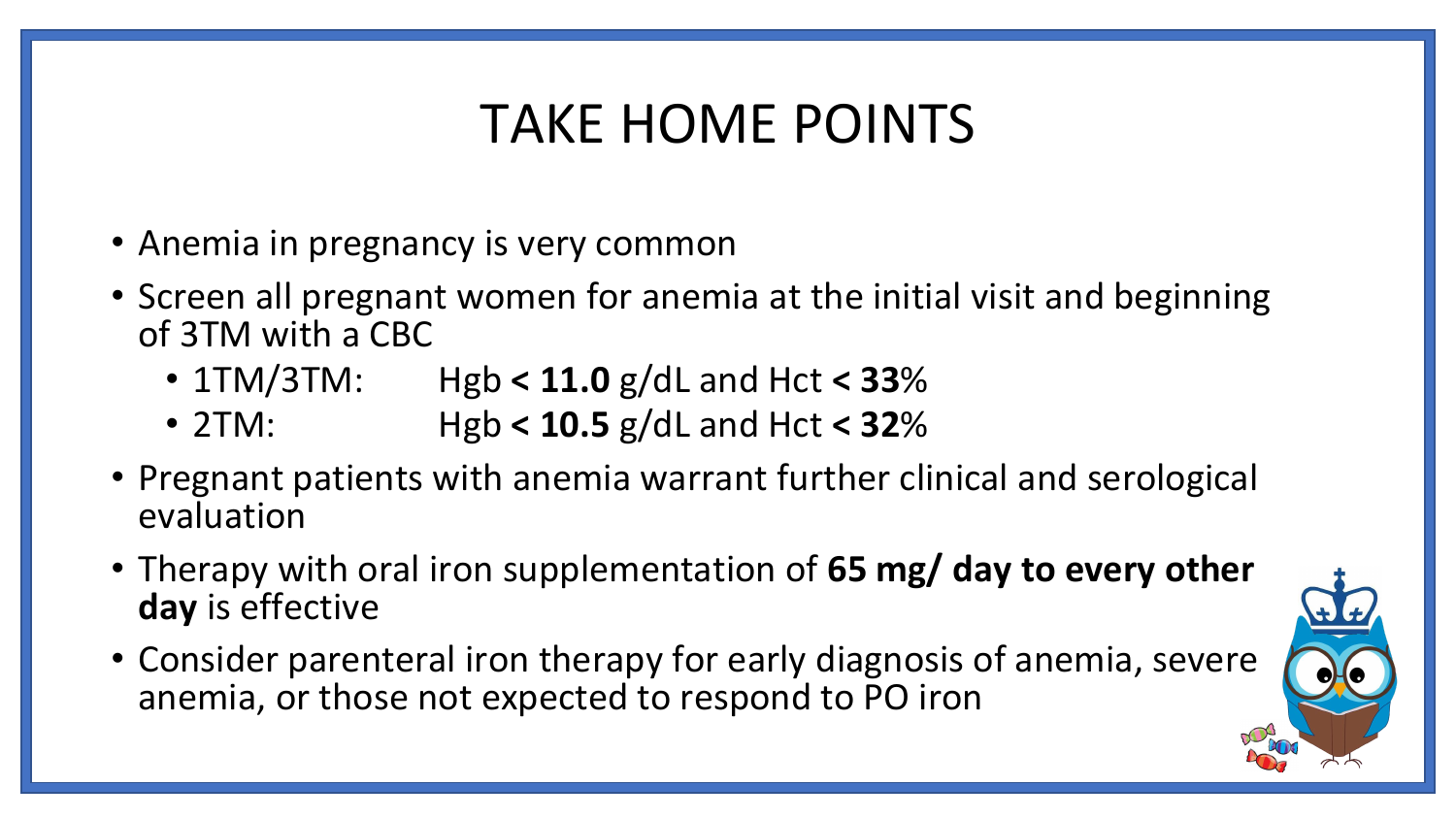# TAKE HOME POINTS

- Anemia in pregnancy is very common
- Screen all pregnant women for anemia at the initial visit and beginning of 3TM with a CBC
  - 1TM/3TM: Hgb **< 11.0** g/dL and Hct **< 33**%
  - 2TM: Hgb **< 10.5** g/dL and Hct **< 32**%
- Pregnant patients with anemia warrant further clinical and serological evaluation
- Therapy with oral iron supplementation of **65 mg/ day to every other day** is effective
- Consider parenteral iron therapy for early diagnosis of anemia, severe anemia, or those not expected to respond to PO iron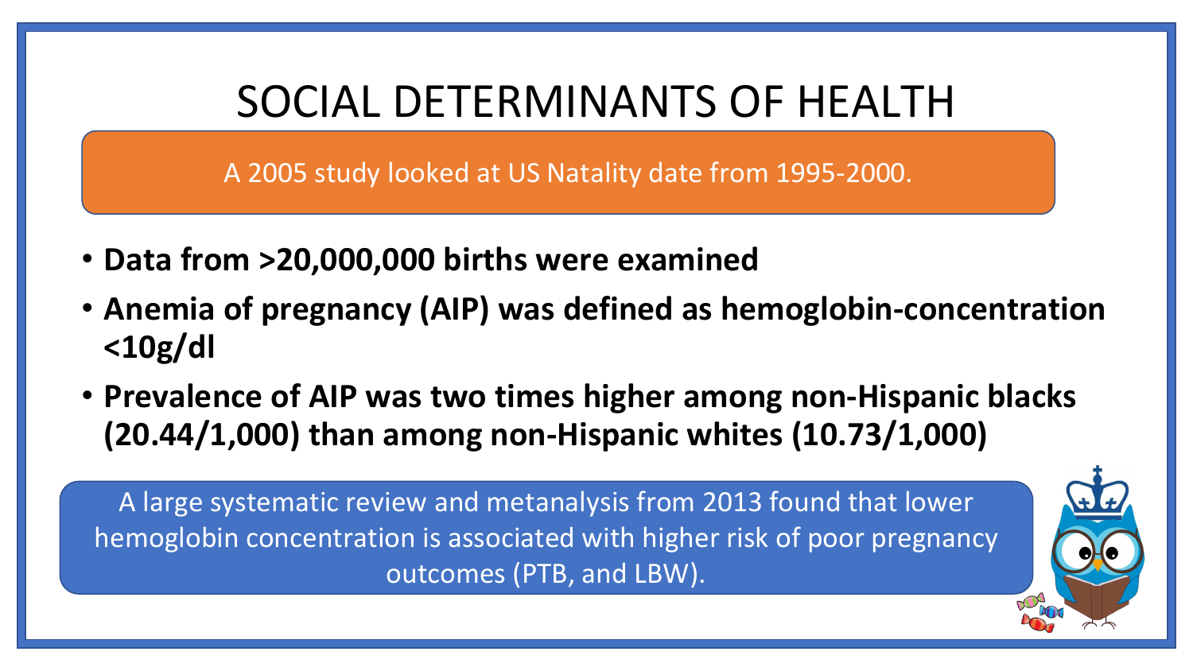# SOCIAL DETERMINANTS OF HEALTH

A 2005 study looked at US Natality date from 1995-2000.

- **Data from >20,000,000 births were examined**
- **Anemia of pregnancy (AIP) was defined as hemoglobin-concentration <10g/dl**
- **Prevalence of AIP was two times higher among non-Hispanic blacks (20.44/1,000) than among non-Hispanic whites (10.73/1,000)**

A large systematic review and metanalysis from 2013 found that lower hemoglobin concentration is associated with higher risk of poor pregnancy outcomes (PTB, and LBW).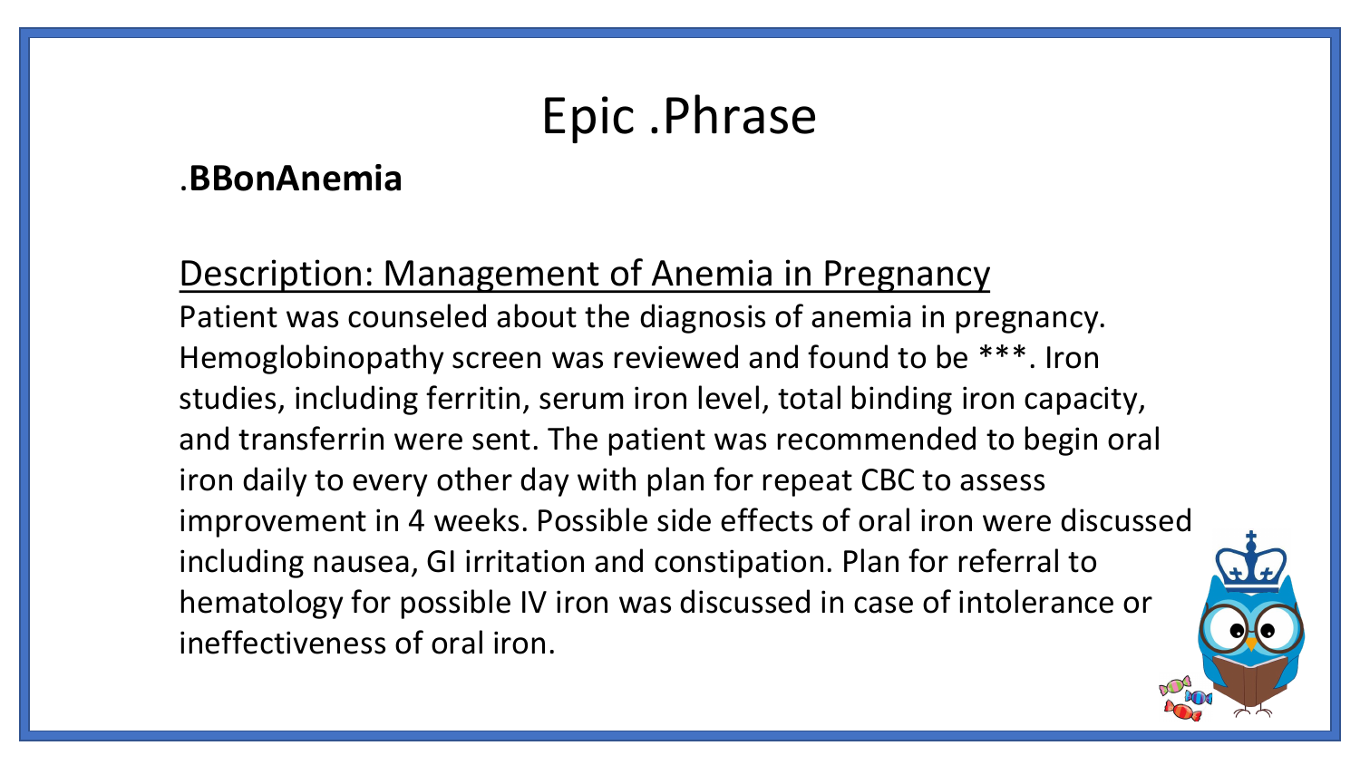# Epic .Phrase

.**BBonAnemia**

<u>Description: Management of Anemia in Pregnancy</u>

Patient was counseled about the diagnosis of anemia in pregnancy. Hemoglobinopathy screen was reviewed and found to be ***. Iron studies, including ferritin, serum iron level, total binding iron capacity, and transferrin were sent. The patient was recommended to begin oral iron daily to every other day with plan for repeat CBC to assess improvement in 4 weeks. Possible side effects of oral iron were discussed including nausea, GI irritation and constipation. Plan for referral to hematology for possible IV iron was discussed in case of intolerance or ineffectiveness of oral iron.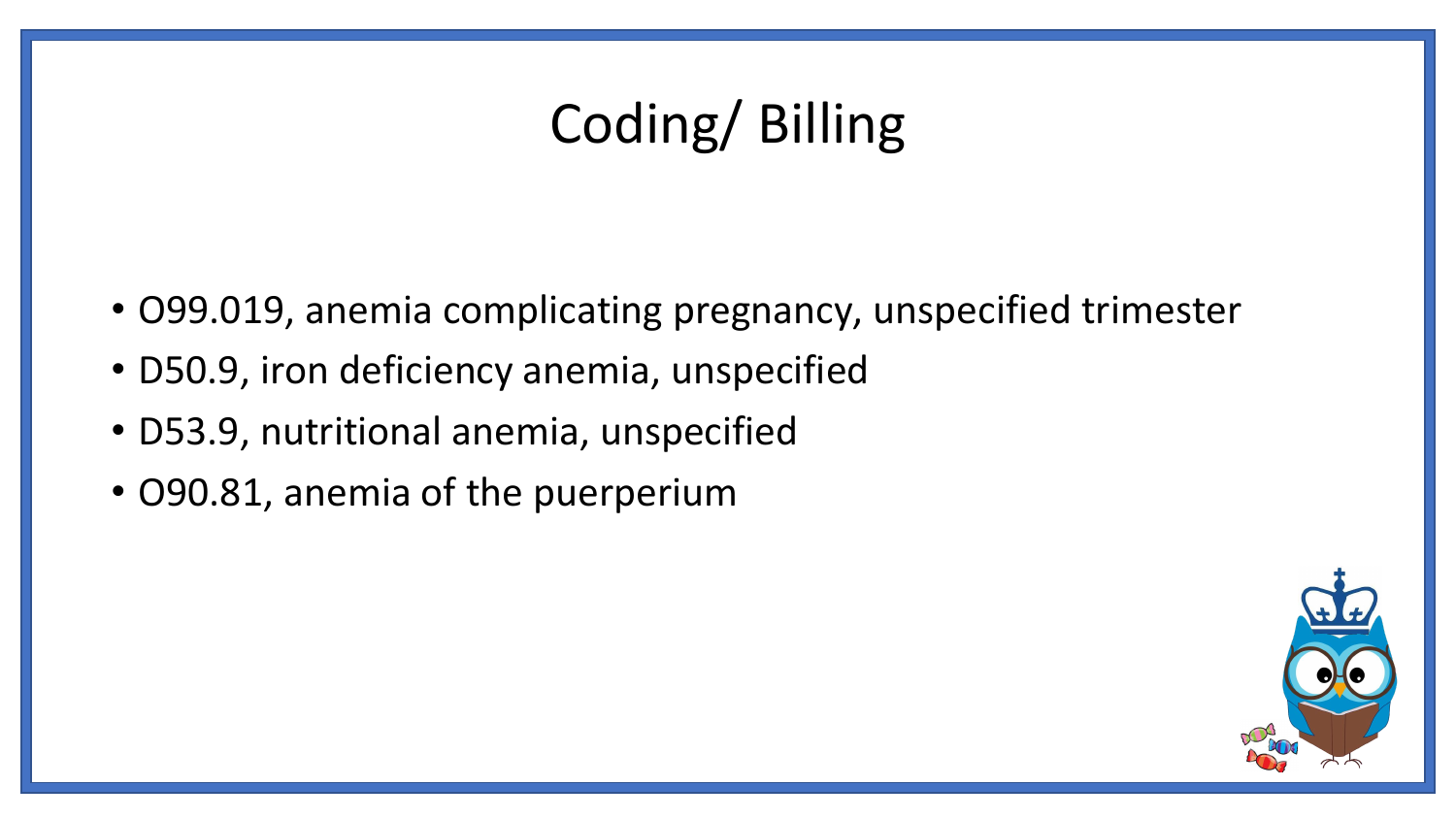# Coding/ Billing

- O99.019, anemia complicating pregnancy, unspecified trimester
- D50.9, iron deficiency anemia, unspecified
- D53.9, nutritional anemia, unspecified
- O90.81, anemia of the puerperium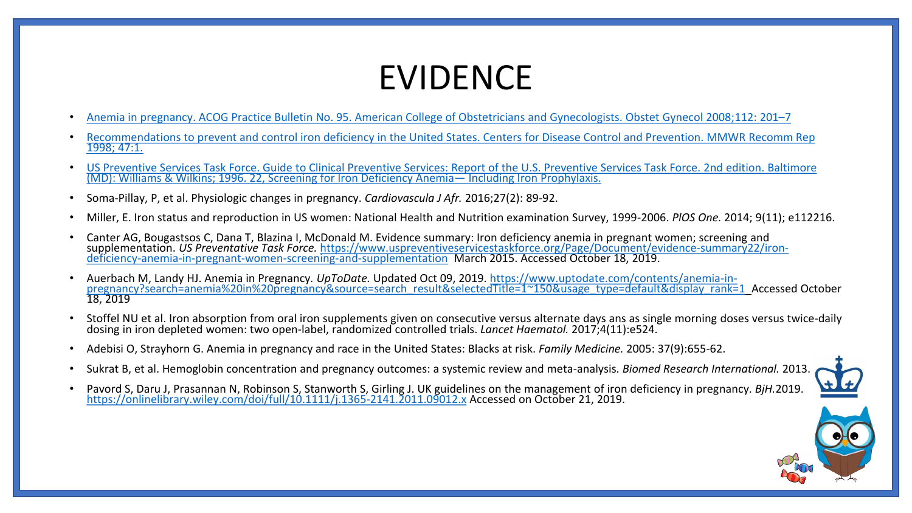# EVIDENCE

- Anemia in pregnancy. ACOG Practice Bulletin No. 95. American College of Obstetricians and Gynecologists. Obstet Gynecol 2008;112: 201–7
- Recommendations to prevent and control iron deficiency in the United States. Centers for Disease Control and Prevention. MMWR Recomm Rep 1998; 47:1.
- US Preventive Services Task Force. Guide to Clinical Preventive Services: Report of the U.S. Preventive Services Task Force. 2nd edition. Baltimore (MD): Williams & Wilkins; 1996. 22, Screening for Iron Deficiency Anemia— Including Iron Prophylaxis.
- Soma-Pillay, P, et al. Physiologic changes in pregnancy. *Cardiovascula J Afr.* 2016;27(2): 89-92.
- Miller, E. Iron status and reproduction in US women: National Health and Nutrition examination Survey, 1999-2006. *PlOS One.* 2014; 9(11); e112216.
- Canter AG, Bougastsos C, Dana T, Blazina I, McDonald M. Evidence summary: Iron deficiency anemia in pregnant women; screening and supplementation. *US Preventative Task Force.* https://www.uspreventiveservicestaskforce.org/Page/Document/evidence-summary22/iron-deficiency-anemia-in-pregnant-women-screening-and-supplementation March 2015. Accessed October 18, 2019.
- Auerbach M, Landy HJ. Anemia in Pregnancy. *UpToDate.* Updated Oct 09, 2019. https://www.uptodate.com/contents/anemia-in-pregnancy?search=anemia%20in%20pregnancy&source=search_result&selectedTitle=1~150&usage_type=default&display_rank=1 Accessed October 18, 2019
- Stoffel NU et al. Iron absorption from oral iron supplements given on consecutive versus alternate days ans as single morning doses versus twice-daily dosing in iron depleted women: two open-label, randomized controlled trials. *Lancet Haematol.* 2017;4(11):e524.
- Adebisi O, Strayhorn G. Anemia in pregnancy and race in the United States: Blacks at risk. *Family Medicine.* 2005: 37(9):655-62.
- Sukrat B, et al. Hemoglobin concentration and pregnancy outcomes: a systemic review and meta-analysis. *Biomed Research International.* 2013.
- Pavord S, Daru J, Prasannan N, Robinson S, Stanworth S, Girling J. UK guidelines on the management of iron deficiency in pregnancy. *BjH.*2019. https://onlinelibrary.wiley.com/doi/full/10.1111/j.1365-2141.2011.09012.x Accessed on October 21, 2019.